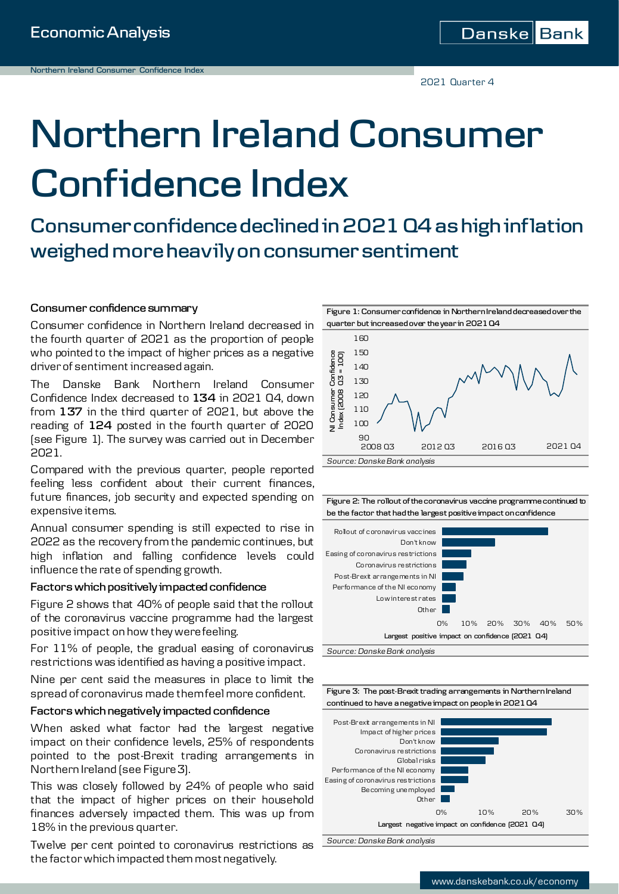Economic Analysis

Northern Ireland Consumer Confidence Index

2021 Quarter 4

# Northern Ireland Consumer Confidence Index

## Consumer confidence declined in 2021 Q4 as high inflation weighed more heavily on consumer sentiment

### Consumer confidence summary

Consumer confidence in Northern Ireland decreased in the fourth quarter of 2021 as the proportion of people who pointed to the impact of higher prices as a negative driver of sentiment increased again.

The Danske Bank Northern Ireland Consumer Confidence Index decreased to **134** in 2021 Q4, down from **137** in the third quarter of 2021, but above the reading of **124** posted in the fourth quarter of 2020 (see Figure 1). The survey was carried out in December 2021.

Compared with the previous quarter, people reported feeling less confident about their current finances, future finances, job security and expected spending on expensive items.

Annual consumer spending is still expected to rise in 2022 as the recovery from the pandemic continues, but high inflation and falling confidence levels could influence the rate of spending growth.

### Factors which positively impacted confidence

Figure 2 shows that 40% of people said that the rollout of the coronavirus vaccine programme had the largest positive impact on how they were feeling.

For 11% of people, the gradual easing of coronavirus restrictions was identified as having a positive impact.

Nine per cent said the measures in place to limit the spread of coronavirus made them feel more confident.

### Factors which negatively impacted confidence

When asked what factor had the largest negative impact on their confidence levels, 25% of respondents pointed to the post-Brexit trading arrangements in Northern Ireland (see Figure 3).

This was closely followed by 24% of people who said that the impact of higher prices on their household finances adversely impacted them. This was up from 18% in the previous quarter.

Twelve per cent pointed to coronavirus restrictions as the factor which impacted them most negatively.

**Figure 1: Consumer confidence in Northern Ireland decreased over the quarter but increased over the year in 2021 Q4**

*Source: Danske Bank analysis*

**Figure 2: The rollout of the coronavirus vaccine programme continued to be the factor that had the largest positive impact on confidence**

*Source: Danske Bank analysis*

**Figure 3: The post-Brexit trading arrangements in Northern Ireland continued to have a negative impact on people in 2021 Q4**

*Source: Danske Bank analysis*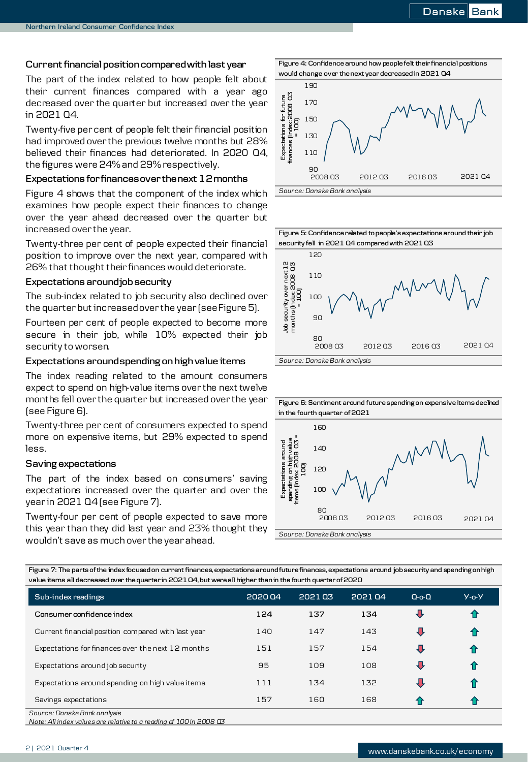### Current financial position compared with last year

The part of the index related to how people felt about their current finances compared with a year ago decreased over the quarter but increased over the year in 2021 Q4.

Twenty-five per cent of people felt their financial position had improved over the previous twelve months but 28% believed their finances had deteriorated. In 2020 Q4, the figures were 24% and 29% respectively.

### Expectations for finances over the next 12 months

Figure 4 shows that the component of the index which examines how people expect their finances to change over the year ahead decreased over the quarter but increased over the year.

Twenty-three per cent of people expected their financial position to improve over the next year, compared with 26% that thought their finances would deteriorate.

### Expectations around job security

The sub-index related to job security also declined over the quarter but increased over the year (see Figure 5).

Fourteen per cent of people expected to become more secure in their job, while 10% expected their job security to worsen.

### Expectations around spending on high value items

The index reading related to the amount consumers expect to spend on high-value items over the next twelve months fell over the quarter but increased over the year (see Figure 6).

Twenty-three per cent of consumers expected to spend more on expensive items, but 29% expected to spend less.

### Saving expectations

The part of the index based on consumers' saving expectations increased over the quarter and over the year in 2021 Q4 (see Figure 7).

Twenty-four per cent of people expected to save more this year than they did last year and 23% thought they wouldn't save as much over the year ahead.

Figure 4: Confidence around how people felt their financial positions would change over the next year decreased in 2021 Q4

*Source: Danske Bank analysis*

Figure 5: Confidence related to people's expectations around their job security fell in 2021 Q4 compared with 2021 Q3

*Source: Danske Bank analysis*

Figure 6: Sentiment around future spending on expensive items declined in the fourth quarter of 2021

*Source: Danske Bank analysis*

Figure 7: The parts of the index focused on current finances, expectations around future finances, expectations around job security and spending on high value items all decreased over the quarter in 2021 Q4, but were all higher than in the fourth quarter of 2020

| Sub-index readings | 2020 Q4 | 2021 Q3 | 2021 Q4 | Q-o-Q | Y-o-Y |
|---|---|---|---|---|---|
| **Consumer confidence index** | **124** | **137** | **134** | ↓ | ↑ |
| Current financial position compared with last year | 140 | 147 | 143 | ↓ | ↑ |
| Expectations for finances over the next 12 months | 151 | 157 | 154 | ↓ | ↑ |
| Expectations around job security | 95 | 109 | 108 | ↓ | ↑ |
| Expectations around spending on high value items | 111 | 134 | 132 | ↓ | ↑ |
| Savings expectations | 157 | 160 | 168 | ↑ | ↑ |

*Source: Danske Bank analysis*

*Note: All index values are relative to a reading of 100 in 2008 Q3*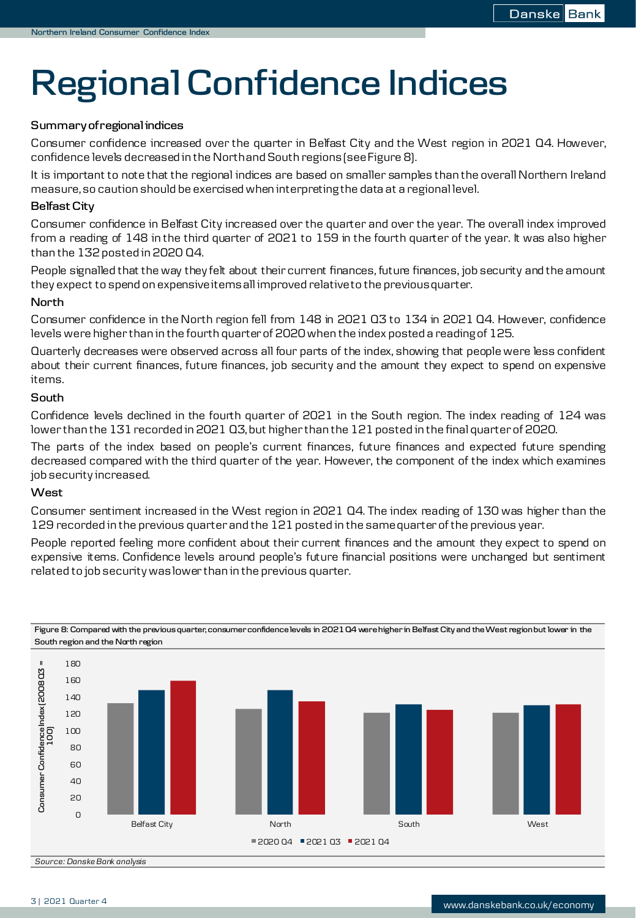# Regional Confidence Indices

**Summary of regional indices**

Consumer confidence increased over the quarter in Belfast City and the West region in 2021 Q4. However, confidence levels decreased in the North and South regions (see Figure 8).

It is important to note that the regional indices are based on smaller samples than the overall Northern Ireland measure, so caution should be exercised when interpreting the data at a regional level.

**Belfast City**

Consumer confidence in Belfast City increased over the quarter and over the year. The overall index improved from a reading of 148 in the third quarter of 2021 to 159 in the fourth quarter of the year. It was also higher than the 132 posted in 2020 Q4.

People signalled that the way they felt about their current finances, future finances, job security and the amount they expect to spend on expensive items all improved relative to the previous quarter.

**North**

Consumer confidence in the North region fell from 148 in 2021 Q3 to 134 in 2021 Q4. However, confidence levels were higher than in the fourth quarter of 2020 when the index posted a reading of 125.

Quarterly decreases were observed across all four parts of the index, showing that people were less confident about their current finances, future finances, job security and the amount they expect to spend on expensive items.

**South**

Confidence levels declined in the fourth quarter of 2021 in the South region. The index reading of 124 was lower than the 131 recorded in 2021 Q3, but higher than the 121 posted in the final quarter of 2020.

The parts of the index based on people's current finances, future finances and expected future spending decreased compared with the third quarter of the year. However, the component of the index which examines job security increased.

**West**

Consumer sentiment increased in the West region in 2021 Q4. The index reading of 130 was higher than the 129 recorded in the previous quarter and the 121 posted in the same quarter of the previous year.

People reported feeling more confident about their current finances and the amount they expect to spend on expensive items. Confidence levels around people's future financial positions were unchanged but sentiment related to job security was lower than in the previous quarter.

**Figure 8: Compared with the previous quarter, consumer confidence levels in 2021 Q4 were higher in Belfast City and the West region but lower in the South region and the North region**

| Consumer Confidence Index (2008 Q3 = 100) | 2020 Q4 | 2021 Q3 | 2021 Q4 |
|---|---|---|---|
| Belfast City | 132 | 148 | 159 |
| North | 125 | 148 | 134 |
| South | 121 | 131 | 124 |
| West | 121 | 129 | 130 |

*Source: Danske Bank analysis*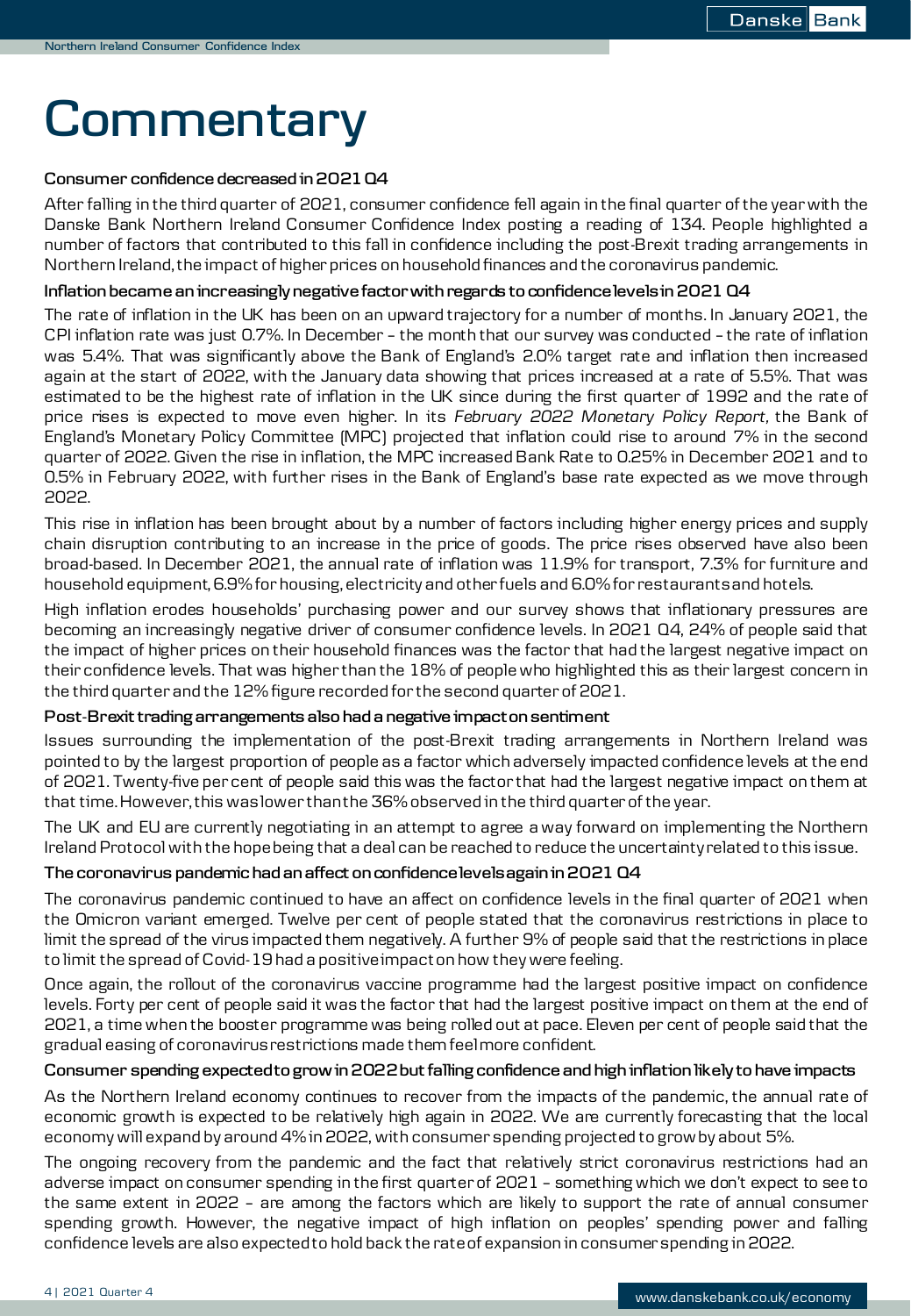# Commentary

**Consumer confidence decreased in 2021 Q4**

After falling in the third quarter of 2021, consumer confidence fell again in the final quarter of the year with the Danske Bank Northern Ireland Consumer Confidence Index posting a reading of 134. People highlighted a number of factors that contributed to this fall in confidence including the post-Brexit trading arrangements in Northern Ireland, the impact of higher prices on household finances and the coronavirus pandemic.

**Inflation became an increasingly negative factor with regards to confidence levels in 2021 Q4**

The rate of inflation in the UK has been on an upward trajectory for a number of months. In January 2021, the CPI inflation rate was just 0.7%. In December – the month that our survey was conducted – the rate of inflation was 5.4%. That was significantly above the Bank of England's 2.0% target rate and inflation then increased again at the start of 2022, with the January data showing that prices increased at a rate of 5.5%. That was estimated to be the highest rate of inflation in the UK since during the first quarter of 1992 and the rate of price rises is expected to move even higher. In its *February 2022 Monetary Policy Report*, the Bank of England's Monetary Policy Committee (MPC) projected that inflation could rise to around 7% in the second quarter of 2022. Given the rise in inflation, the MPC increased Bank Rate to 0.25% in December 2021 and to 0.5% in February 2022, with further rises in the Bank of England's base rate expected as we move through 2022.

This rise in inflation has been brought about by a number of factors including higher energy prices and supply chain disruption contributing to an increase in the price of goods. The price rises observed have also been broad-based. In December 2021, the annual rate of inflation was 11.9% for transport, 7.3% for furniture and household equipment, 6.9% for housing, electricity and other fuels and 6.0% for restaurants and hotels.

High inflation erodes households' purchasing power and our survey shows that inflationary pressures are becoming an increasingly negative driver of consumer confidence levels. In 2021 Q4, 24% of people said that the impact of higher prices on their household finances was the factor that had the largest negative impact on their confidence levels. That was higher than the 18% of people who highlighted this as their largest concern in the third quarter and the 12% figure recorded for the second quarter of 2021.

**Post-Brexit trading arrangements also had a negative impact on sentiment**

Issues surrounding the implementation of the post-Brexit trading arrangements in Northern Ireland was pointed to by the largest proportion of people as a factor which adversely impacted confidence levels at the end of 2021. Twenty-five per cent of people said this was the factor that had the largest negative impact on them at that time. However, this was lower than the 36% observed in the third quarter of the year.

The UK and EU are currently negotiating in an attempt to agree a way forward on implementing the Northern Ireland Protocol with the hope being that a deal can be reached to reduce the uncertainty related to this issue.

**The coronavirus pandemic had an affect on confidence levels again in 2021 Q4**

The coronavirus pandemic continued to have an affect on confidence levels in the final quarter of 2021 when the Omicron variant emerged. Twelve per cent of people stated that the coronavirus restrictions in place to limit the spread of the virus impacted them negatively. A further 9% of people said that the restrictions in place to limit the spread of Covid-19 had a positive impact on how they were feeling.

Once again, the rollout of the coronavirus vaccine programme had the largest positive impact on confidence levels. Forty per cent of people said it was the factor that had the largest positive impact on them at the end of 2021, a time when the booster programme was being rolled out at pace. Eleven per cent of people said that the gradual easing of coronavirus restrictions made them feel more confident.

**Consumer spending expected to grow in 2022 but falling confidence and high inflation likely to have impacts**

As the Northern Ireland economy continues to recover from the impacts of the pandemic, the annual rate of economic growth is expected to be relatively high again in 2022. We are currently forecasting that the local economy will expand by around 4% in 2022, with consumer spending projected to grow by about 5%.

The ongoing recovery from the pandemic and the fact that relatively strict coronavirus restrictions had an adverse impact on consumer spending in the first quarter of 2021 – something which we don't expect to see to the same extent in 2022 – are among the factors which are likely to support the rate of annual consumer spending growth. However, the negative impact of high inflation on peoples' spending power and falling confidence levels are also expected to hold back the rate of expansion in consumer spending in 2022.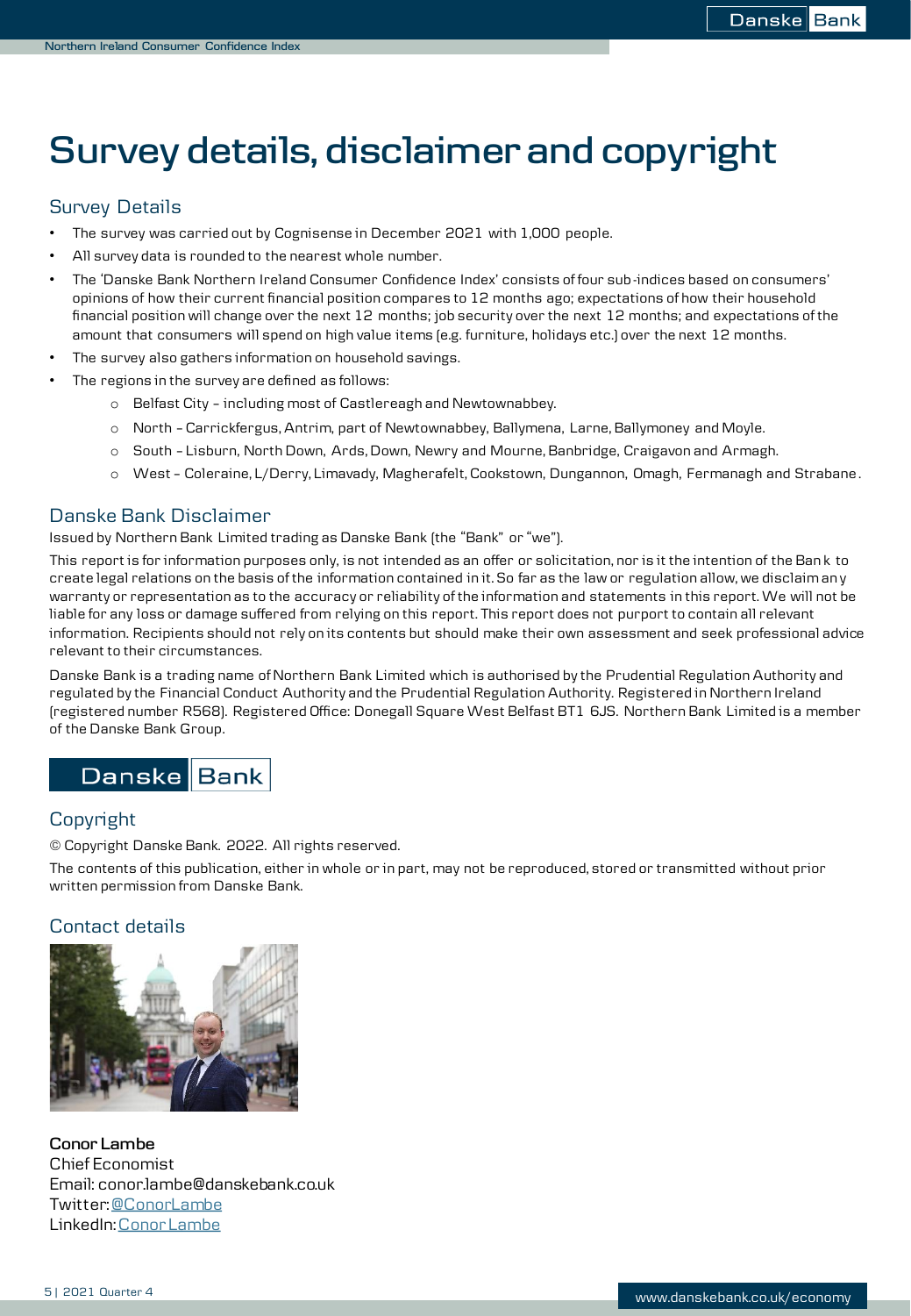# Survey details, disclaimer and copyright

## Survey Details

- The survey was carried out by Cognisense in December 2021 with 1,000 people.
- All survey data is rounded to the nearest whole number.
- The 'Danske Bank Northern Ireland Consumer Confidence Index' consists of four sub-indices based on consumers' opinions of how their current financial position compares to 12 months ago; expectations of how their household financial position will change over the next 12 months; job security over the next 12 months; and expectations of the amount that consumers will spend on high value items (e.g. furniture, holidays etc.) over the next 12 months.
- The survey also gathers information on household savings.
- The regions in the survey are defined as follows:
  - Belfast City – including most of Castlereagh and Newtownabbey.
  - North – Carrickfergus, Antrim, part of Newtownabbey, Ballymena, Larne, Ballymoney and Moyle.
  - South – Lisburn, North Down, Ards, Down, Newry and Mourne, Banbridge, Craigavon and Armagh.
  - West – Coleraine, L/Derry, Limavady, Magherafelt, Cookstown, Dungannon, Omagh, Fermanagh and Strabane.

## Danske Bank Disclaimer

Issued by Northern Bank Limited trading as Danske Bank (the "Bank" or "we").

This report is for information purposes only, is not intended as an offer or solicitation, nor is it the intention of the Bank to create legal relations on the basis of the information contained in it. So far as the law or regulation allow, we disclaim any warranty or representation as to the accuracy or reliability of the information and statements in this report. We will not be liable for any loss or damage suffered from relying on this report. This report does not purport to contain all relevant information. Recipients should not rely on its contents but should make their own assessment and seek professional advice relevant to their circumstances.

Danske Bank is a trading name of Northern Bank Limited which is authorised by the Prudential Regulation Authority and regulated by the Financial Conduct Authority and the Prudential Regulation Authority. Registered in Northern Ireland (registered number R568). Registered Office: Donegall Square West Belfast BT1 6JS. Northern Bank Limited is a member of the Danske Bank Group.

## Copyright

© Copyright Danske Bank. 2022. All rights reserved.

The contents of this publication, either in whole or in part, may not be reproduced, stored or transmitted without prior written permission from Danske Bank.

## Contact details

**Conor Lambe**
Chief Economist
Email: conor.lambe@danskebank.co.uk
Twitter: @ConorLambe
LinkedIn: Conor Lambe